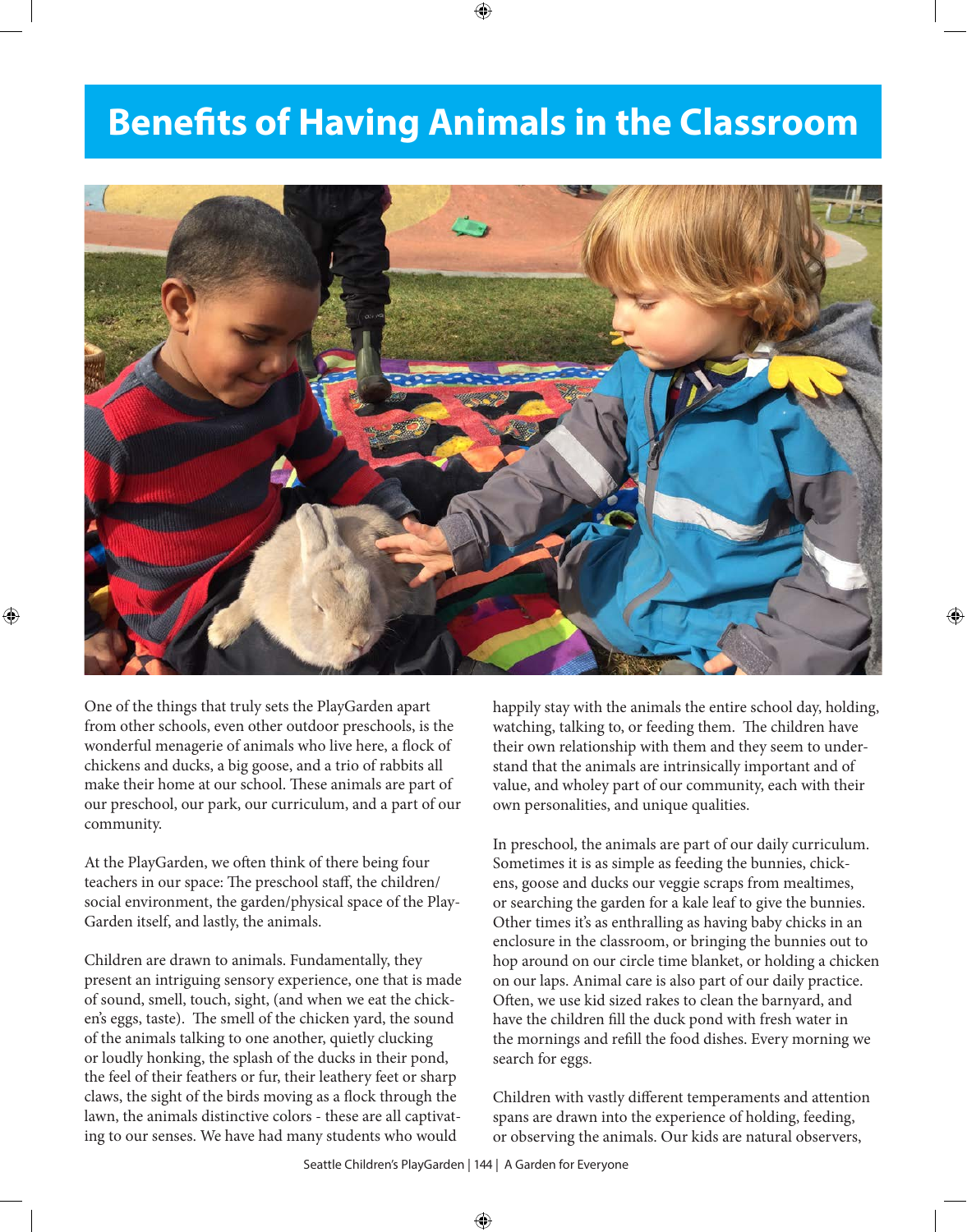# Benefits of Having Animals in the Classroom

One of the things that truly sets the PlayGarden apart from other schools, even other outdoor preschools, is the wonderful menagerie of animals who live here, a flock of chickens and ducks, a big goose, and a trio of rabbits all make their home at our school. These animals are part of our preschool, our park, our curriculum, and a part of our community.

At the PlayGarden, we often think of there being four teachers in our space: The preschool staff, the children/social environment, the garden/physical space of the PlayGarden itself, and lastly, the animals.

Children are drawn to animals. Fundamentally, they present an intriguing sensory experience, one that is made of sound, smell, touch, sight, (and when we eat the chicken's eggs, taste). The smell of the chicken yard, the sound of the animals talking to one another, quietly clucking or loudly honking, the splash of the ducks in their pond, the feel of their feathers or fur, their leathery feet or sharp claws, the sight of the birds moving as a flock through the lawn, the animals distinctive colors - these are all captivating to our senses. We have had many students who would happily stay with the animals the entire school day, holding, watching, talking to, or feeding them. The children have their own relationship with them and they seem to understand that the animals are intrinsically important and of value, and wholey part of our community, each with their own personalities, and unique qualities.

In preschool, the animals are part of our daily curriculum. Sometimes it is as simple as feeding the bunnies, chickens, goose and ducks our veggie scraps from mealtimes, or searching the garden for a kale leaf to give the bunnies. Other times it's as enthralling as having baby chicks in an enclosure in the classroom, or bringing the bunnies out to hop around on our circle time blanket, or holding a chicken on our laps. Animal care is also part of our daily practice. Often, we use kid sized rakes to clean the barnyard, and have the children fill the duck pond with fresh water in the mornings and refill the food dishes. Every morning we search for eggs.

Children with vastly different temperaments and attention spans are drawn into the experience of holding, feeding, or observing the animals. Our kids are natural observers,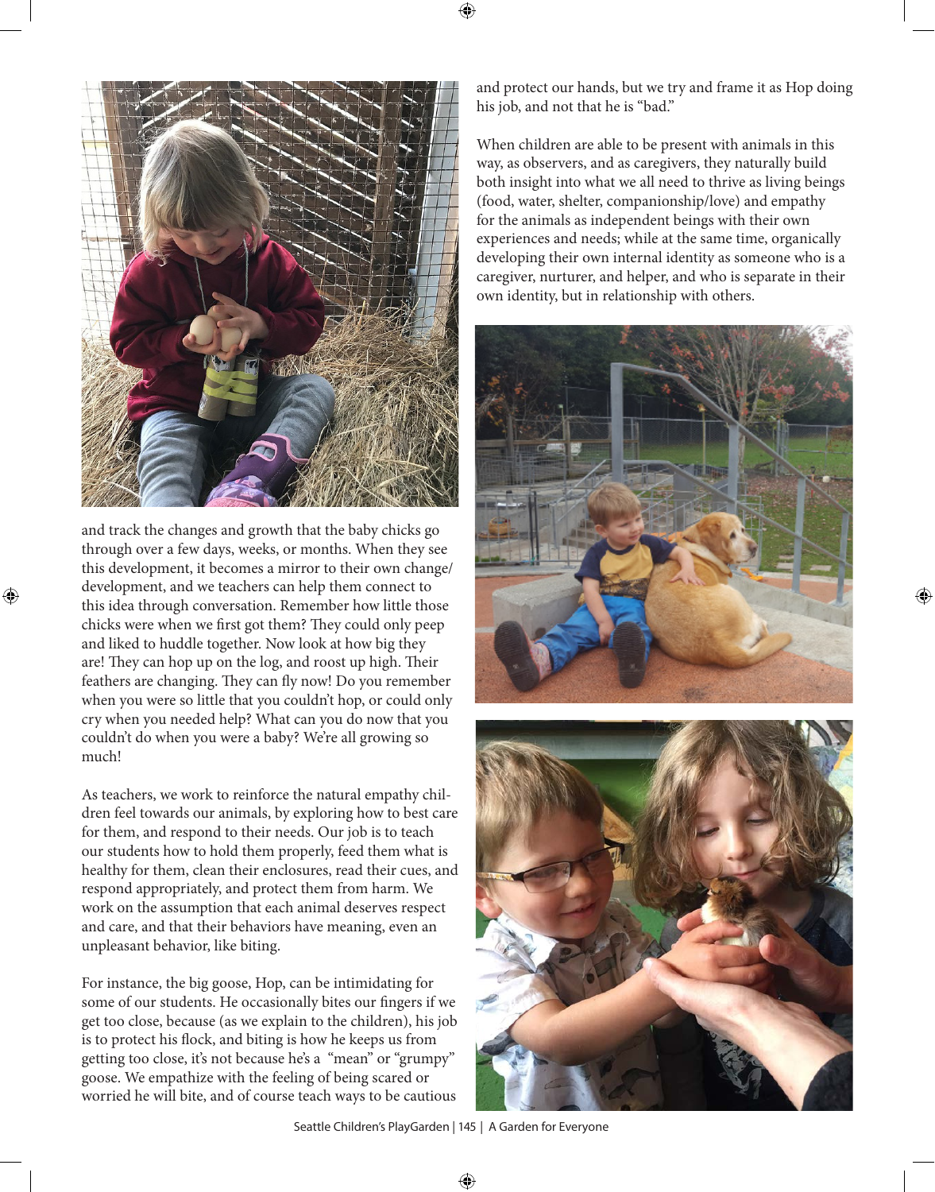and track the changes and growth that the baby chicks go through over a few days, weeks, or months. When they see this development, it becomes a mirror to their own change/development, and we teachers can help them connect to this idea through conversation. Remember how little those chicks were when we first got them? They could only peep and liked to huddle together. Now look at how big they are! They can hop up on the log, and roost up high. Their feathers are changing. They can fly now! Do you remember when you were so little that you couldn't hop, or could only cry when you needed help? What can you do now that you couldn't do when you were a baby? We're all growing so much!

As teachers, we work to reinforce the natural empathy children feel towards our animals, by exploring how to best care for them, and respond to their needs. Our job is to teach our students how to hold them properly, feed them what is healthy for them, clean their enclosures, read their cues, and respond appropriately, and protect them from harm. We work on the assumption that each animal deserves respect and care, and that their behaviors have meaning, even an unpleasant behavior, like biting.

For instance, the big goose, Hop, can be intimidating for some of our students. He occasionally bites our fingers if we get too close, because (as we explain to the children), his job is to protect his flock, and biting is how he keeps us from getting too close, it's not because he's a "mean" or "grumpy" goose. We empathize with the feeling of being scared or worried he will bite, and of course teach ways to be cautious and protect our hands, but we try and frame it as Hop doing his job, and not that he is "bad."

When children are able to be present with animals in this way, as observers, and as caregivers, they naturally build both insight into what we all need to thrive as living beings (food, water, shelter, companionship/love) and empathy for the animals as independent beings with their own experiences and needs; while at the same time, organically developing their own internal identity as someone who is a caregiver, nurturer, and helper, and who is separate in their own identity, but in relationship with others.